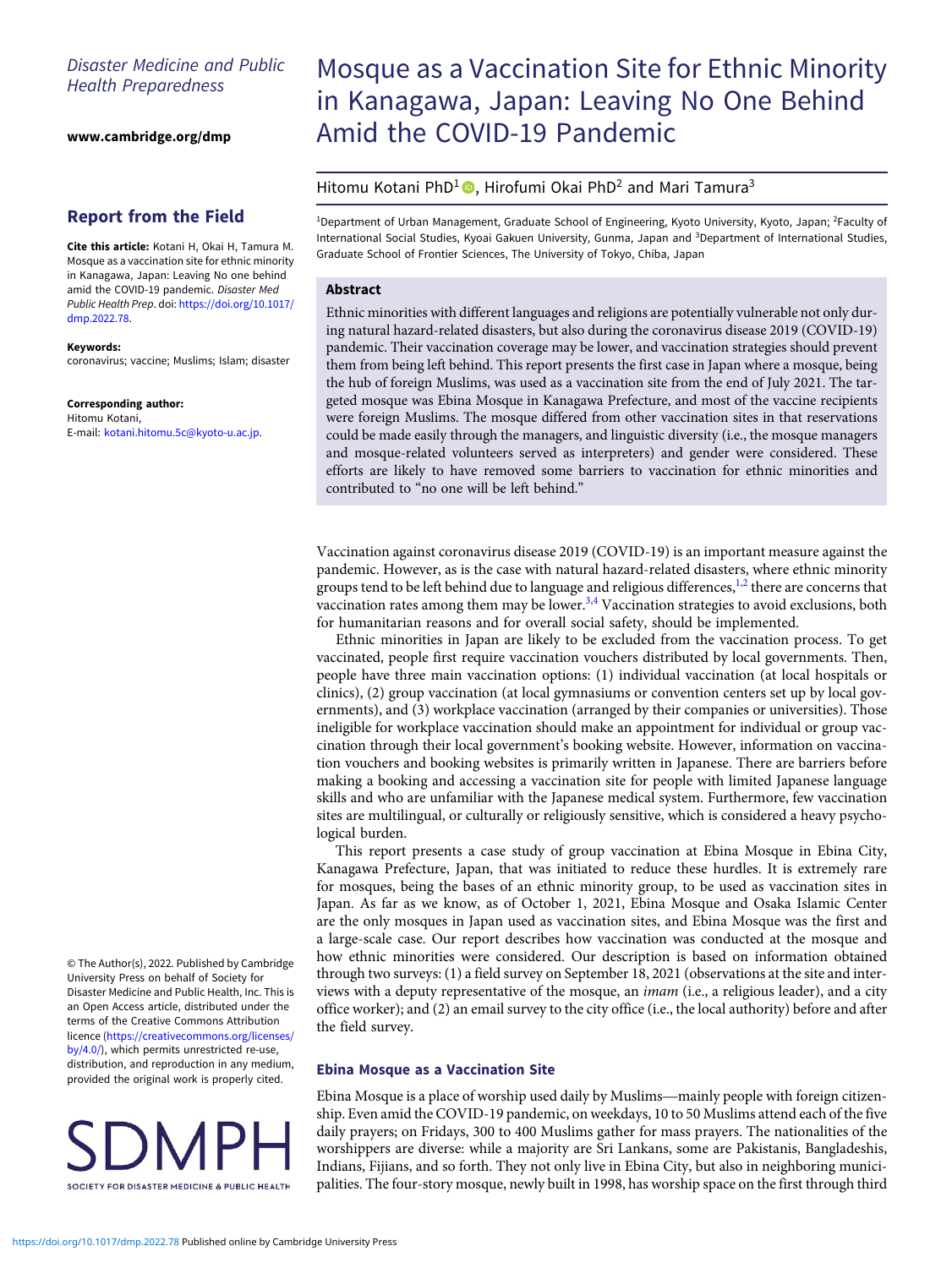Disaster Medicine and Public Health Preparedness

www.cambridge.org/dmp

## Report from the Field

**Cite this article:** Kotani H, Okai H, Tamura M. Mosque as a vaccination site for ethnic minority in Kanagawa, Japan: Leaving No one behind amid the COVID-19 pandemic. *Disaster Med Public Health Prep*. doi: https://doi.org/10.1017/dmp.2022.78.

**Keywords:**
coronavirus; vaccine; Muslims; Islam; disaster

**Corresponding author:**
Hitomu Kotani,
E-mail: kotani.hitomu.5c@kyoto-u.ac.jp.

© The Author(s), 2022. Published by Cambridge University Press on behalf of Society for Disaster Medicine and Public Health, Inc. This is an Open Access article, distributed under the terms of the Creative Commons Attribution licence (https://creativecommons.org/licenses/by/4.0/), which permits unrestricted re-use, distribution, and reproduction in any medium, provided the original work is properly cited.

# Mosque as a Vaccination Site for Ethnic Minority in Kanagawa, Japan: Leaving No One Behind Amid the COVID-19 Pandemic

Hitomu Kotani PhD[1], Hirofumi Okai PhD[2] and Mari Tamura[3]

[1]Department of Urban Management, Graduate School of Engineering, Kyoto University, Kyoto, Japan; [2]Faculty of International Social Studies, Kyoai Gakuen University, Gunma, Japan and [3]Department of International Studies, Graduate School of Frontier Sciences, The University of Tokyo, Chiba, Japan

### Abstract

Ethnic minorities with different languages and religions are potentially vulnerable not only during natural hazard-related disasters, but also during the coronavirus disease 2019 (COVID-19) pandemic. Their vaccination coverage may be lower, and vaccination strategies should prevent them from being left behind. This report presents the first case in Japan where a mosque, being the hub of foreign Muslims, was used as a vaccination site from the end of July 2021. The targeted mosque was Ebina Mosque in Kanagawa Prefecture, and most of the vaccine recipients were foreign Muslims. The mosque differed from other vaccination sites in that reservations could be made easily through the managers, and linguistic diversity (i.e., the mosque managers and mosque-related volunteers served as interpreters) and gender were considered. These efforts are likely to have removed some barriers to vaccination for ethnic minorities and contributed to "no one will be left behind."

Vaccination against coronavirus disease 2019 (COVID-19) is an important measure against the pandemic. However, as is the case with natural hazard-related disasters, where ethnic minority groups tend to be left behind due to language and religious differences,[1,2] there are concerns that vaccination rates among them may be lower.[3,4] Vaccination strategies to avoid exclusions, both for humanitarian reasons and for overall social safety, should be implemented.

Ethnic minorities in Japan are likely to be excluded from the vaccination process. To get vaccinated, people first require vaccination vouchers distributed by local governments. Then, people have three main vaccination options: (1) individual vaccination (at local hospitals or clinics), (2) group vaccination (at local gymnasiums or convention centers set up by local governments), and (3) workplace vaccination (arranged by their companies or universities). Those ineligible for workplace vaccination should make an appointment for individual or group vaccination through their local government's booking website. However, information on vaccination vouchers and booking websites is primarily written in Japanese. There are barriers before making a booking and accessing a vaccination site for people with limited Japanese language skills and who are unfamiliar with the Japanese medical system. Furthermore, few vaccination sites are multilingual, or culturally or religiously sensitive, which is considered a heavy psychological burden.

This report presents a case study of group vaccination at Ebina Mosque in Ebina City, Kanagawa Prefecture, Japan, that was initiated to reduce these hurdles. It is extremely rare for mosques, being the bases of an ethnic minority group, to be used as vaccination sites in Japan. As far as we know, as of October 1, 2021, Ebina Mosque and Osaka Islamic Center are the only mosques in Japan used as vaccination sites, and Ebina Mosque was the first and a large-scale case. Our report describes how vaccination was conducted at the mosque and how ethnic minorities were considered. Our description is based on information obtained through two surveys: (1) a field survey on September 18, 2021 (observations at the site and interviews with a deputy representative of the mosque, an *imam* (i.e., a religious leader), and a city office worker); and (2) an email survey to the city office (i.e., the local authority) before and after the field survey.

### Ebina Mosque as a Vaccination Site

Ebina Mosque is a place of worship used daily by Muslims—mainly people with foreign citizenship. Even amid the COVID-19 pandemic, on weekdays, 10 to 50 Muslims attend each of the five daily prayers; on Fridays, 300 to 400 Muslims gather for mass prayers. The nationalities of the worshippers are diverse: while a majority are Sri Lankans, some are Pakistanis, Bangladeshis, Indians, Fijians, and so forth. They not only live in Ebina City, but also in neighboring municipalities. The four-story mosque, newly built in 1998, has worship space on the first through third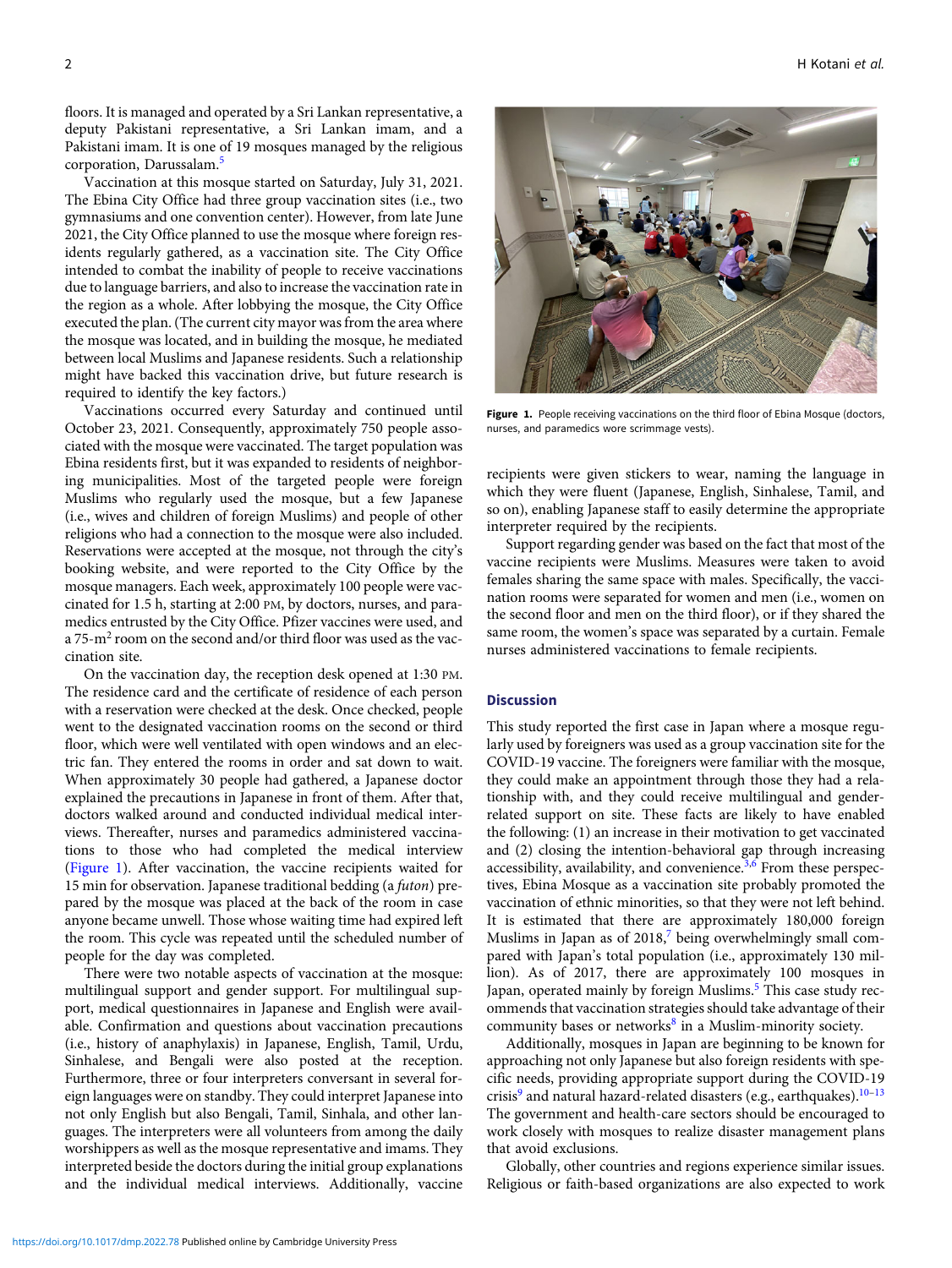floors. It is managed and operated by a Sri Lankan representative, a deputy Pakistani representative, a Sri Lankan imam, and a Pakistani imam. It is one of 19 mosques managed by the religious corporation, Darussalam.[5]

Vaccination at this mosque started on Saturday, July 31, 2021. The Ebina City Office had three group vaccination sites (i.e., two gymnasiums and one convention center). However, from late June 2021, the City Office planned to use the mosque where foreign residents regularly gathered, as a vaccination site. The City Office intended to combat the inability of people to receive vaccinations due to language barriers, and also to increase the vaccination rate in the region as a whole. After lobbying the mosque, the City Office executed the plan. (The current city mayor was from the area where the mosque was located, and in building the mosque, he mediated between local Muslims and Japanese residents. Such a relationship might have backed this vaccination drive, but future research is required to identify the key factors.)

Vaccinations occurred every Saturday and continued until October 23, 2021. Consequently, approximately 750 people associated with the mosque were vaccinated. The target population was Ebina residents first, but it was expanded to residents of neighboring municipalities. Most of the targeted people were foreign Muslims who regularly used the mosque, but a few Japanese (i.e., wives and children of foreign Muslims) and people of other religions who had a connection to the mosque were also included. Reservations were accepted at the mosque, not through the city's booking website, and were reported to the City Office by the mosque managers. Each week, approximately 100 people were vaccinated for 1.5 h, starting at 2:00 PM, by doctors, nurses, and paramedics entrusted by the City Office. Pfizer vaccines were used, and a 75-$m^2$ room on the second and/or third floor was used as the vaccination site.

On the vaccination day, the reception desk opened at 1:30 PM. The residence card and the certificate of residence of each person with a reservation were checked at the desk. Once checked, people went to the designated vaccination rooms on the second or third floor, which were well ventilated with open windows and an electric fan. They entered the rooms in order and sat down to wait. When approximately 30 people had gathered, a Japanese doctor explained the precautions in Japanese in front of them. After that, doctors walked around and conducted individual medical interviews. Thereafter, nurses and paramedics administered vaccinations to those who had completed the medical interview (Figure 1). After vaccination, the vaccine recipients waited for 15 min for observation. Japanese traditional bedding (a *futon*) prepared by the mosque was placed at the back of the room in case anyone became unwell. Those whose waiting time had expired left the room. This cycle was repeated until the scheduled number of people for the day was completed.

There were two notable aspects of vaccination at the mosque: multilingual support and gender support. For multilingual support, medical questionnaires in Japanese and English were available. Confirmation and questions about vaccination precautions (i.e., history of anaphylaxis) in Japanese, English, Tamil, Urdu, Sinhalese, and Bengali were also posted at the reception. Furthermore, three or four interpreters conversant in several foreign languages were on standby. They could interpret Japanese into not only English but also Bengali, Tamil, Sinhala, and other languages. The interpreters were all volunteers from among the daily worshippers as well as the mosque representative and imams. They interpreted beside the doctors during the initial group explanations and the individual medical interviews. Additionally, vaccine recipients were given stickers to wear, naming the language in which they were fluent (Japanese, English, Sinhalese, Tamil, and so on), enabling Japanese staff to easily determine the appropriate interpreter required by the recipients.

**Figure 1.** People receiving vaccinations on the third floor of Ebina Mosque (doctors, nurses, and paramedics wore scrimmage vests).

Support regarding gender was based on the fact that most of the vaccine recipients were Muslims. Measures were taken to avoid females sharing the same space with males. Specifically, the vaccination rooms were separated for women and men (i.e., women on the second floor and men on the third floor), or if they shared the same room, the women's space was separated by a curtain. Female nurses administered vaccinations to female recipients.

## Discussion

This study reported the first case in Japan where a mosque regularly used by foreigners was used as a group vaccination site for the COVID-19 vaccine. The foreigners were familiar with the mosque, they could make an appointment through those they had a relationship with, and they could receive multilingual and gender-related support on site. These facts are likely to have enabled the following: (1) an increase in their motivation to get vaccinated and (2) closing the intention-behavioral gap through increasing accessibility, availability, and convenience.[3,6] From these perspectives, Ebina Mosque as a vaccination site probably promoted the vaccination of ethnic minorities, so that they were not left behind. It is estimated that there are approximately 180,000 foreign Muslims in Japan as of 2018,[7] being overwhelmingly small compared with Japan's total population (i.e., approximately 130 million). As of 2017, there are approximately 100 mosques in Japan, operated mainly by foreign Muslims.[5] This case study recommends that vaccination strategies should take advantage of their community bases or networks[8] in a Muslim-minority society.

Additionally, mosques in Japan are beginning to be known for approaching not only Japanese but also foreign residents with specific needs, providing appropriate support during the COVID-19 crisis[9] and natural hazard-related disasters (e.g., earthquakes).[10–13] The government and health-care sectors should be encouraged to work closely with mosques to realize disaster management plans that avoid exclusions.

Globally, other countries and regions experience similar issues. Religious or faith-based organizations are also expected to work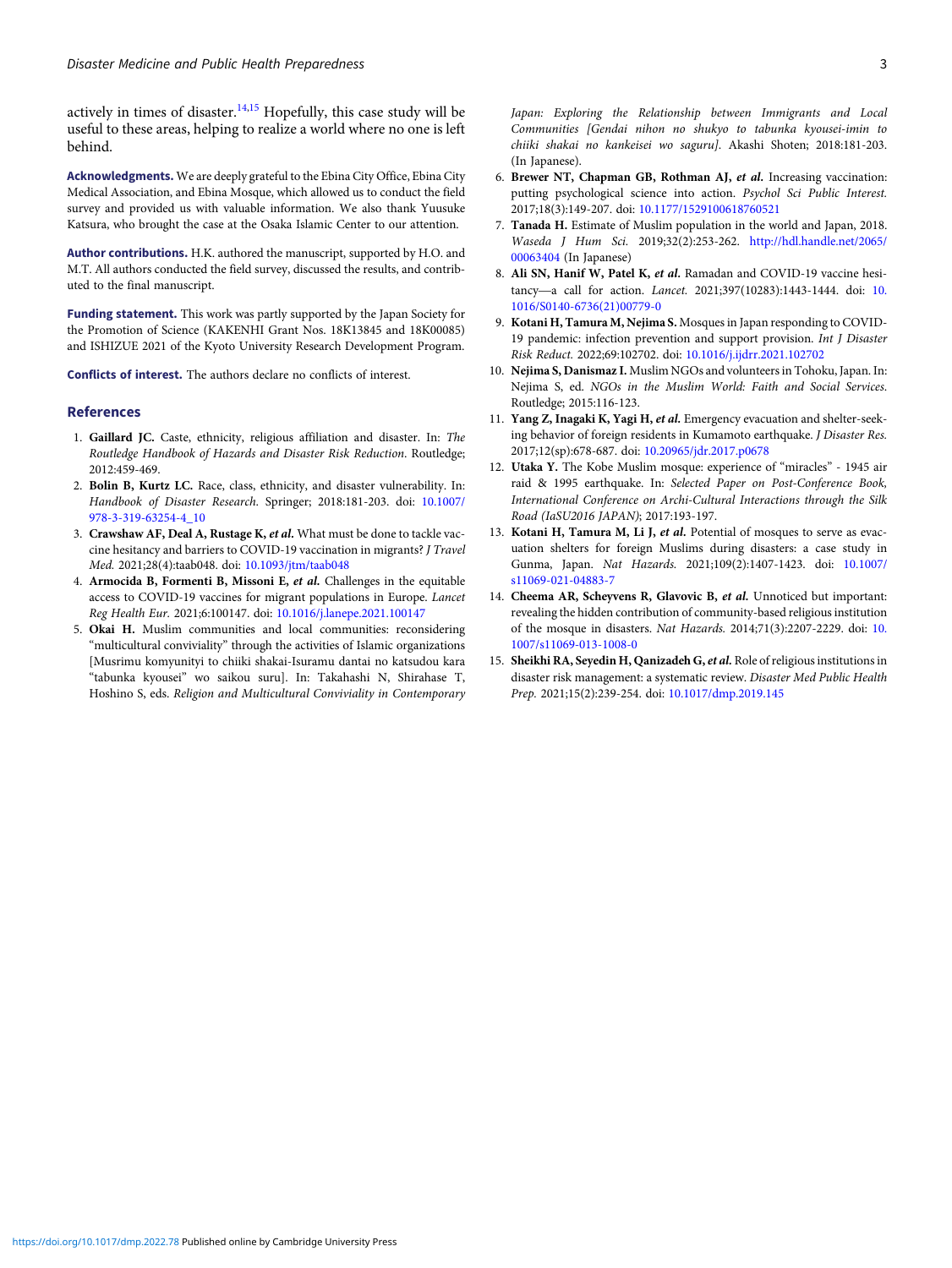actively in times of disaster.[14,15] Hopefully, this case study will be useful to these areas, helping to realize a world where no one is left behind.

**Acknowledgments.** We are deeply grateful to the Ebina City Office, Ebina City Medical Association, and Ebina Mosque, which allowed us to conduct the field survey and provided us with valuable information. We also thank Yuusuke Katsura, who brought the case at the Osaka Islamic Center to our attention.

**Author contributions.** H.K. authored the manuscript, supported by H.O. and M.T. All authors conducted the field survey, discussed the results, and contributed to the final manuscript.

**Funding statement.** This work was partly supported by the Japan Society for the Promotion of Science (KAKENHI Grant Nos. 18K13845 and 18K00085) and ISHIZUE 2021 of the Kyoto University Research Development Program.

**Conflicts of interest.** The authors declare no conflicts of interest.

## References

1. **Gaillard JC.** Caste, ethnicity, religious affiliation and disaster. In: *The Routledge Handbook of Hazards and Disaster Risk Reduction*. Routledge; 2012:459-469.
2. **Bolin B, Kurtz LC.** Race, class, ethnicity, and disaster vulnerability. In: *Handbook of Disaster Research*. Springer; 2018:181-203. doi: 10.1007/978-3-319-63254-4_10
3. **Crawshaw AF, Deal A, Rustage K, *et al.*** What must be done to tackle vaccine hesitancy and barriers to COVID-19 vaccination in migrants? *J Travel Med.* 2021;28(4):taab048. doi: 10.1093/jtm/taab048
4. **Armocida B, Formenti B, Missoni E, *et al.*** Challenges in the equitable access to COVID-19 vaccines for migrant populations in Europe. *Lancet Reg Health Eur.* 2021;6:100147. doi: 10.1016/j.lanepe.2021.100147
5. **Okai H.** Muslim communities and local communities: reconsidering "multicultural conviviality" through the activities of Islamic organizations [Musrimu komyunityi to chiiki shakai-Isuramu dantai no katsudou kara "tabunka kyousei" wo saikou suru]. In: Takahashi N, Shirahase T, Hoshino S, eds. *Religion and Multicultural Conviviality in Contemporary Japan: Exploring the Relationship between Immigrants and Local Communities [Gendai nihon no shukyo to tabunka kyousei-imin to chiiki shakai no kankeisei wo saguru]*. Akashi Shoten; 2018:181-203. (In Japanese).
6. **Brewer NT, Chapman GB, Rothman AJ, *et al.*** Increasing vaccination: putting psychological science into action. *Psychol Sci Public Interest.* 2017;18(3):149-207. doi: 10.1177/1529100618760521
7. **Tanada H.** Estimate of Muslim population in the world and Japan, 2018. *Waseda J Hum Sci.* 2019;32(2):253-262. http://hdl.handle.net/2065/00063404 (In Japanese)
8. **Ali SN, Hanif W, Patel K, *et al.*** Ramadan and COVID-19 vaccine hesitancy—a call for action. *Lancet.* 2021;397(10283):1443-1444. doi: 10.1016/S0140-6736(21)00779-0
9. **Kotani H, Tamura M, Nejima S.** Mosques in Japan responding to COVID-19 pandemic: infection prevention and support provision. *Int J Disaster Risk Reduct.* 2022;69:102702. doi: 10.1016/j.ijdrr.2021.102702
10. **Nejima S, Danismaz I.** Muslim NGOs and volunteers in Tohoku, Japan. In: Nejima S, ed. *NGOs in the Muslim World: Faith and Social Services*. Routledge; 2015:116-123.
11. **Yang Z, Inagaki K, Yagi H, *et al.*** Emergency evacuation and shelter-seeking behavior of foreign residents in Kumamoto earthquake. *J Disaster Res.* 2017;12(sp):678-687. doi: 10.20965/jdr.2017.p0678
12. **Utaka Y.** The Kobe Muslim mosque: experience of "miracles" - 1945 air raid & 1995 earthquake. In: *Selected Paper on Post-Conference Book, International Conference on Archi-Cultural Interactions through the Silk Road (IaSU2016 JAPAN)*; 2017:193-197.
13. **Kotani H, Tamura M, Li J, *et al.*** Potential of mosques to serve as evacuation shelters for foreign Muslims during disasters: a case study in Gunma, Japan. *Nat Hazards.* 2021;109(2):1407-1423. doi: 10.1007/s11069-021-04883-7
14. **Cheema AR, Scheyvens R, Glavovic B, *et al.*** Unnoticed but important: revealing the hidden contribution of community-based religious institution of the mosque in disasters. *Nat Hazards.* 2014;71(3):2207-2229. doi: 10.1007/s11069-013-1008-0
15. **Sheikhi RA, Seyedin H, Qanizadeh G, *et al.*** Role of religious institutions in disaster risk management: a systematic review. *Disaster Med Public Health Prep.* 2021;15(2):239-254. doi: 10.1017/dmp.2019.145